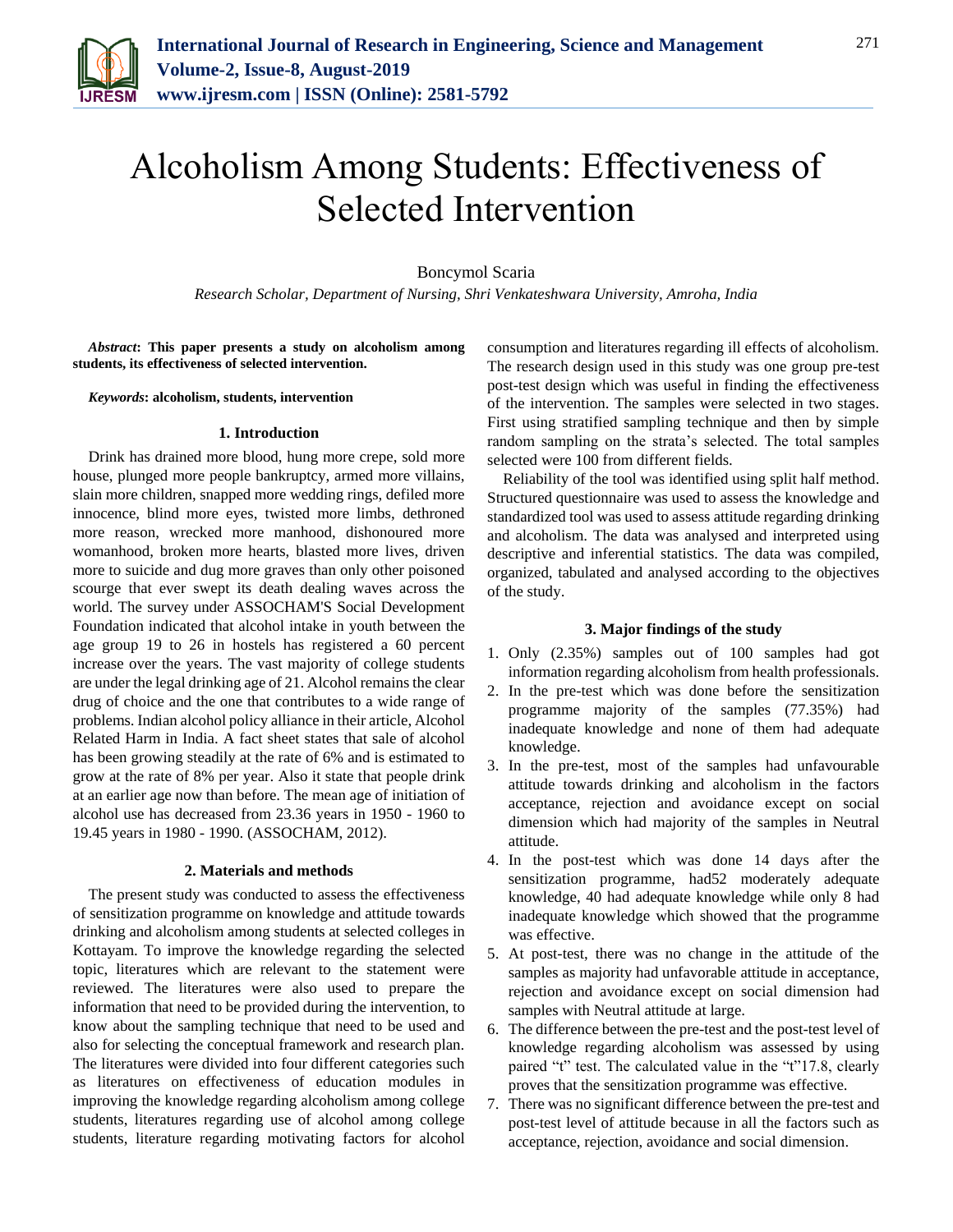# Alcoholism Among Students: Effectiveness of Selected Intervention

Boncymol Scaria

*Research Scholar, Department of Nursing, Shri Venkateshwara University, Amroha, India*

***Abstract*: This paper presents a study on alcoholism among students, its effectiveness of selected intervention.**

***Keywords*: alcoholism, students, intervention**

## 1. Introduction

Drink has drained more blood, hung more crepe, sold more house, plunged more people bankruptcy, armed more villains, slain more children, snapped more wedding rings, defiled more innocence, blind more eyes, twisted more limbs, dethroned more reason, wrecked more manhood, dishonoured more womanhood, broken more hearts, blasted more lives, driven more to suicide and dug more graves than only other poisoned scourge that ever swept its death dealing waves across the world. The survey under ASSOCHAM'S Social Development Foundation indicated that alcohol intake in youth between the age group 19 to 26 in hostels has registered a 60 percent increase over the years. The vast majority of college students are under the legal drinking age of 21. Alcohol remains the clear drug of choice and the one that contributes to a wide range of problems. Indian alcohol policy alliance in their article, Alcohol Related Harm in India. A fact sheet states that sale of alcohol has been growing steadily at the rate of 6% and is estimated to grow at the rate of 8% per year. Also it state that people drink at an earlier age now than before. The mean age of initiation of alcohol use has decreased from 23.36 years in 1950 - 1960 to 19.45 years in 1980 - 1990. (ASSOCHAM, 2012).

## 2. Materials and methods

The present study was conducted to assess the effectiveness of sensitization programme on knowledge and attitude towards drinking and alcoholism among students at selected colleges in Kottayam. To improve the knowledge regarding the selected topic, literatures which are relevant to the statement were reviewed. The literatures were also used to prepare the information that need to be provided during the intervention, to know about the sampling technique that need to be used and also for selecting the conceptual framework and research plan. The literatures were divided into four different categories such as literatures on effectiveness of education modules in improving the knowledge regarding alcoholism among college students, literatures regarding use of alcohol among college students, literature regarding motivating factors for alcohol consumption and literatures regarding ill effects of alcoholism. The research design used in this study was one group pre-test post-test design which was useful in finding the effectiveness of the intervention. The samples were selected in two stages. First using stratified sampling technique and then by simple random sampling on the strata's selected. The total samples selected were 100 from different fields.

Reliability of the tool was identified using split half method. Structured questionnaire was used to assess the knowledge and standardized tool was used to assess attitude regarding drinking and alcoholism. The data was analysed and interpreted using descriptive and inferential statistics. The data was compiled, organized, tabulated and analysed according to the objectives of the study.

## 3. Major findings of the study

1. Only (2.35%) samples out of 100 samples had got information regarding alcoholism from health professionals.
2. In the pre-test which was done before the sensitization programme majority of the samples (77.35%) had inadequate knowledge and none of them had adequate knowledge.
3. In the pre-test, most of the samples had unfavourable attitude towards drinking and alcoholism in the factors acceptance, rejection and avoidance except on social dimension which had majority of the samples in Neutral attitude.
4. In the post-test which was done 14 days after the sensitization programme, had52 moderately adequate knowledge, 40 had adequate knowledge while only 8 had inadequate knowledge which showed that the programme was effective.
5. At post-test, there was no change in the attitude of the samples as majority had unfavorable attitude in acceptance, rejection and avoidance except on social dimension had samples with Neutral attitude at large.
6. The difference between the pre-test and the post-test level of knowledge regarding alcoholism was assessed by using paired "t" test. The calculated value in the "t"17.8, clearly proves that the sensitization programme was effective.
7. There was no significant difference between the pre-test and post-test level of attitude because in all the factors such as acceptance, rejection, avoidance and social dimension.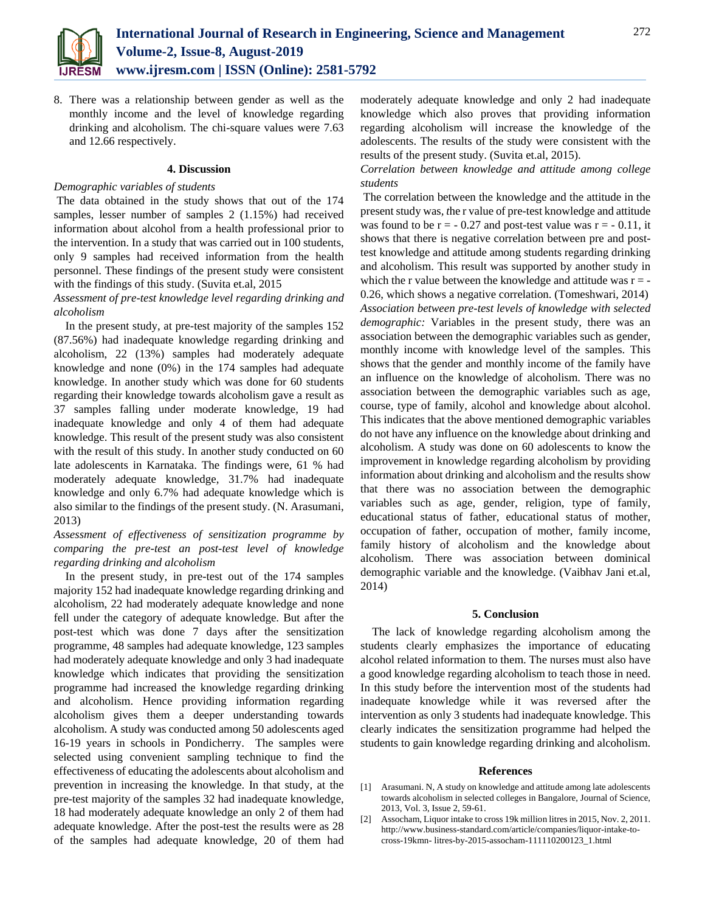8. There was a relationship between gender as well as the monthly income and the level of knowledge regarding drinking and alcoholism. The chi-square values were 7.63 and 12.66 respectively.

## 4. Discussion

*Demographic variables of students*

The data obtained in the study shows that out of the 174 samples, lesser number of samples 2 (1.15%) had received information about alcohol from a health professional prior to the intervention. In a study that was carried out in 100 students, only 9 samples had received information from the health personnel. These findings of the present study were consistent with the findings of this study. (Suvita et.al, 2015

*Assessment of pre-test knowledge level regarding drinking and alcoholism*

In the present study, at pre-test majority of the samples 152 (87.56%) had inadequate knowledge regarding drinking and alcoholism, 22 (13%) samples had moderately adequate knowledge and none (0%) in the 174 samples had adequate knowledge. In another study which was done for 60 students regarding their knowledge towards alcoholism gave a result as 37 samples falling under moderate knowledge, 19 had inadequate knowledge and only 4 of them had adequate knowledge. This result of the present study was also consistent with the result of this study. In another study conducted on 60 late adolescents in Karnataka. The findings were, 61 % had moderately adequate knowledge, 31.7% had inadequate knowledge and only 6.7% had adequate knowledge which is also similar to the findings of the present study. (N. Arasumani, 2013)

*Assessment of effectiveness of sensitization programme by comparing the pre-test an post-test level of knowledge regarding drinking and alcoholism*

In the present study, in pre-test out of the 174 samples majority 152 had inadequate knowledge regarding drinking and alcoholism, 22 had moderately adequate knowledge and none fell under the category of adequate knowledge. But after the post-test which was done 7 days after the sensitization programme, 48 samples had adequate knowledge, 123 samples had moderately adequate knowledge and only 3 had inadequate knowledge which indicates that providing the sensitization programme had increased the knowledge regarding drinking and alcoholism. Hence providing information regarding alcoholism gives them a deeper understanding towards alcoholism. A study was conducted among 50 adolescents aged 16-19 years in schools in Pondicherry. The samples were selected using convenient sampling technique to find the effectiveness of educating the adolescents about alcoholism and prevention in increasing the knowledge. In that study, at the pre-test majority of the samples 32 had inadequate knowledge, 18 had moderately adequate knowledge an only 2 of them had adequate knowledge. After the post-test the results were as 28 of the samples had adequate knowledge, 20 of them had moderately adequate knowledge and only 2 had inadequate knowledge which also proves that providing information regarding alcoholism will increase the knowledge of the adolescents. The results of the study were consistent with the results of the present study. (Suvita et.al, 2015).

*Correlation between knowledge and attitude among college students*

The correlation between the knowledge and the attitude in the present study was, *t*he r value of pre-test knowledge and attitude was found to be r = - 0.27 and post-test value was r = - 0.11, it shows that there is negative correlation between pre and post-test knowledge and attitude among students regarding drinking and alcoholism. This result was supported by another study in which the r value between the knowledge and attitude was r = - 0.26, which shows a negative correlation. (Tomeshwari, 2014)

*Association between pre-test levels of knowledge with selected demographic:* Variables in the present study, there was an association between the demographic variables such as gender, monthly income with knowledge level of the samples. This shows that the gender and monthly income of the family have an influence on the knowledge of alcoholism. There was no association between the demographic variables such as age, course, type of family, alcohol and knowledge about alcohol. This indicates that the above mentioned demographic variables do not have any influence on the knowledge about drinking and alcoholism. A study was done on 60 adolescents to know the improvement in knowledge regarding alcoholism by providing information about drinking and alcoholism and the results show that there was no association between the demographic variables such as age, gender, religion, type of family, educational status of father, educational status of mother, occupation of father, occupation of mother, family income, family history of alcoholism and the knowledge about alcoholism. There was association between dominical demographic variable and the knowledge. (Vaibhav Jani et.al, 2014)

## 5. Conclusion

The lack of knowledge regarding alcoholism among the students clearly emphasizes the importance of educating alcohol related information to them. The nurses must also have a good knowledge regarding alcoholism to teach those in need. In this study before the intervention most of the students had inadequate knowledge while it was reversed after the intervention as only 3 students had inadequate knowledge. This clearly indicates the sensitization programme had helped the students to gain knowledge regarding drinking and alcoholism.

## References

[1] Arasumani. N, A study on knowledge and attitude among late adolescents towards alcoholism in selected colleges in Bangalore, Journal of Science, 2013, Vol. 3, Issue 2, 59-61.

[2] Assocham, Liquor intake to cross 19k million litres in 2015, Nov. 2, 2011. http://www.business-standard.com/article/companies/liquor-intake-to-cross-19kmn- litres-by-2015-assocham-111110200123_1.html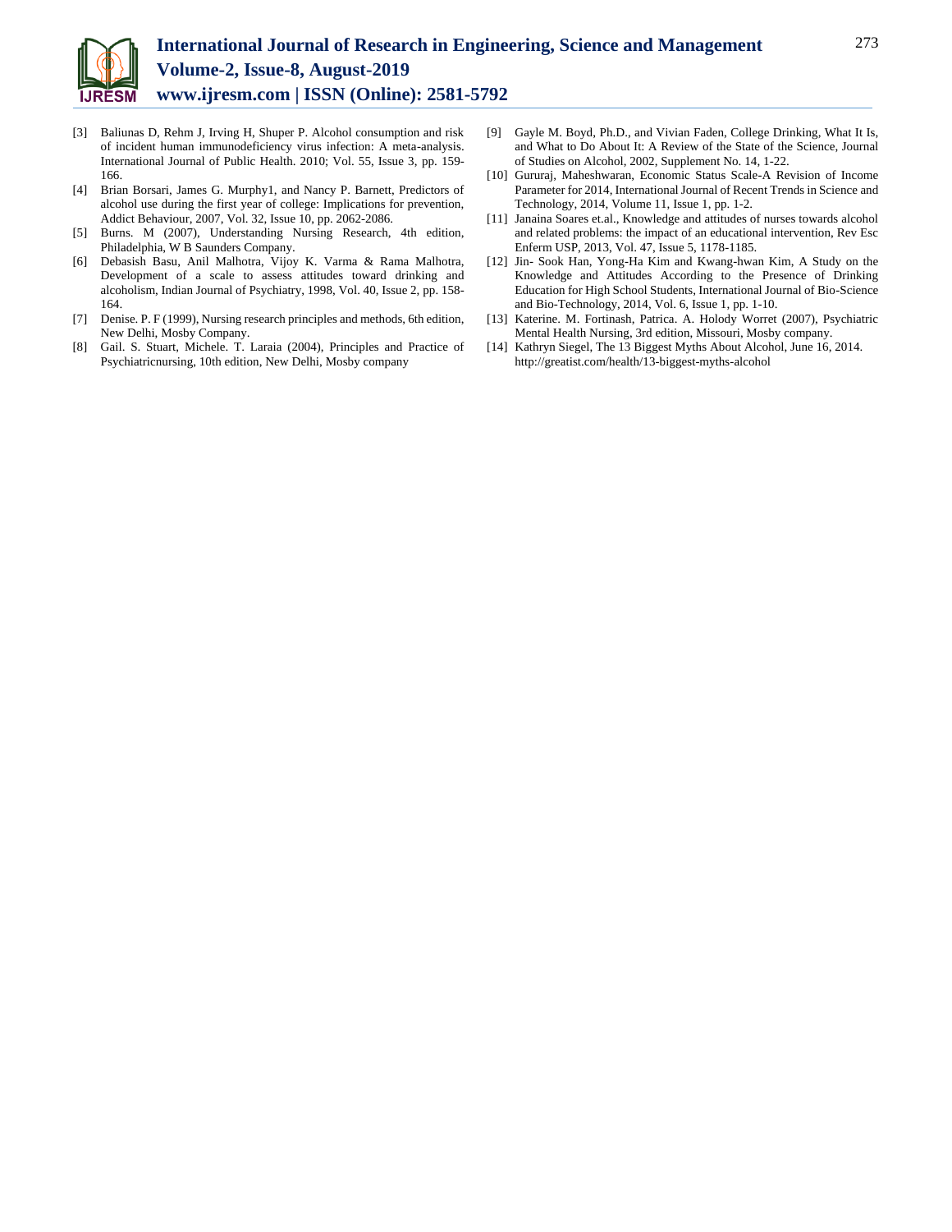[3] Baliunas D, Rehm J, Irving H, Shuper P. Alcohol consumption and risk of incident human immunodeficiency virus infection: A meta-analysis. International Journal of Public Health. 2010; Vol. 55, Issue 3, pp. 159-166.

[4] Brian Borsari, James G. Murphy1, and Nancy P. Barnett, Predictors of alcohol use during the first year of college: Implications for prevention, Addict Behaviour, 2007, Vol. 32, Issue 10, pp. 2062-2086.

[5] Burns. M (2007), Understanding Nursing Research, 4th edition, Philadelphia, W B Saunders Company.

[6] Debasish Basu, Anil Malhotra, Vijoy K. Varma & Rama Malhotra, Development of a scale to assess attitudes toward drinking and alcoholism, Indian Journal of Psychiatry, 1998, Vol. 40, Issue 2, pp. 158-164.

[7] Denise. P. F (1999), Nursing research principles and methods, 6th edition, New Delhi, Mosby Company.

[8] Gail. S. Stuart, Michele. T. Laraia (2004), Principles and Practice of Psychiatricnursing, 10th edition, New Delhi, Mosby company

[9] Gayle M. Boyd, Ph.D., and Vivian Faden, College Drinking, What It Is, and What to Do About It: A Review of the State of the Science, Journal of Studies on Alcohol, 2002, Supplement No. 14, 1-22.

[10] Gururaj, Maheshwaran, Economic Status Scale-A Revision of Income Parameter for 2014, International Journal of Recent Trends in Science and Technology, 2014, Volume 11, Issue 1, pp. 1-2.

[11] Janaina Soares et.al., Knowledge and attitudes of nurses towards alcohol and related problems: the impact of an educational intervention, Rev Esc Enferm USP, 2013, Vol. 47, Issue 5, 1178-1185.

[12] Jin- Sook Han, Yong-Ha Kim and Kwang-hwan Kim, A Study on the Knowledge and Attitudes According to the Presence of Drinking Education for High School Students, International Journal of Bio-Science and Bio-Technology, 2014, Vol. 6, Issue 1, pp. 1-10.

[13] Katerine. M. Fortinash, Patrica. A. Holody Worret (2007), Psychiatric Mental Health Nursing, 3rd edition, Missouri, Mosby company.

[14] Kathryn Siegel, The 13 Biggest Myths About Alcohol, June 16, 2014. http://greatist.com/health/13-biggest-myths-alcohol